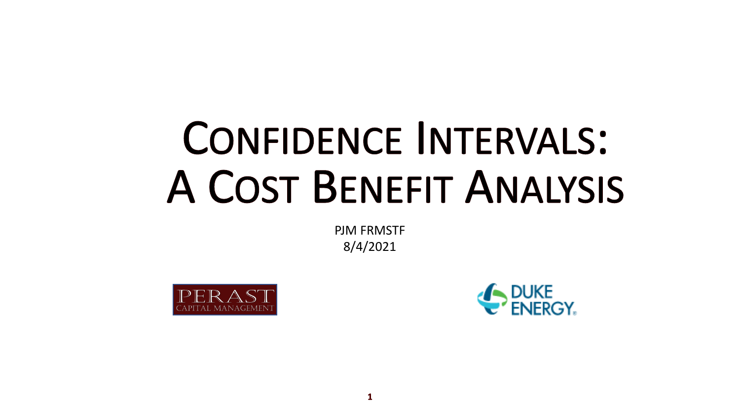# Confidence Intervals: A Cost Benefit Analysis

PJM FRMSTF

8/4/2021

PERAST CAPITAL MANAGEMENT

DUKE ENERGY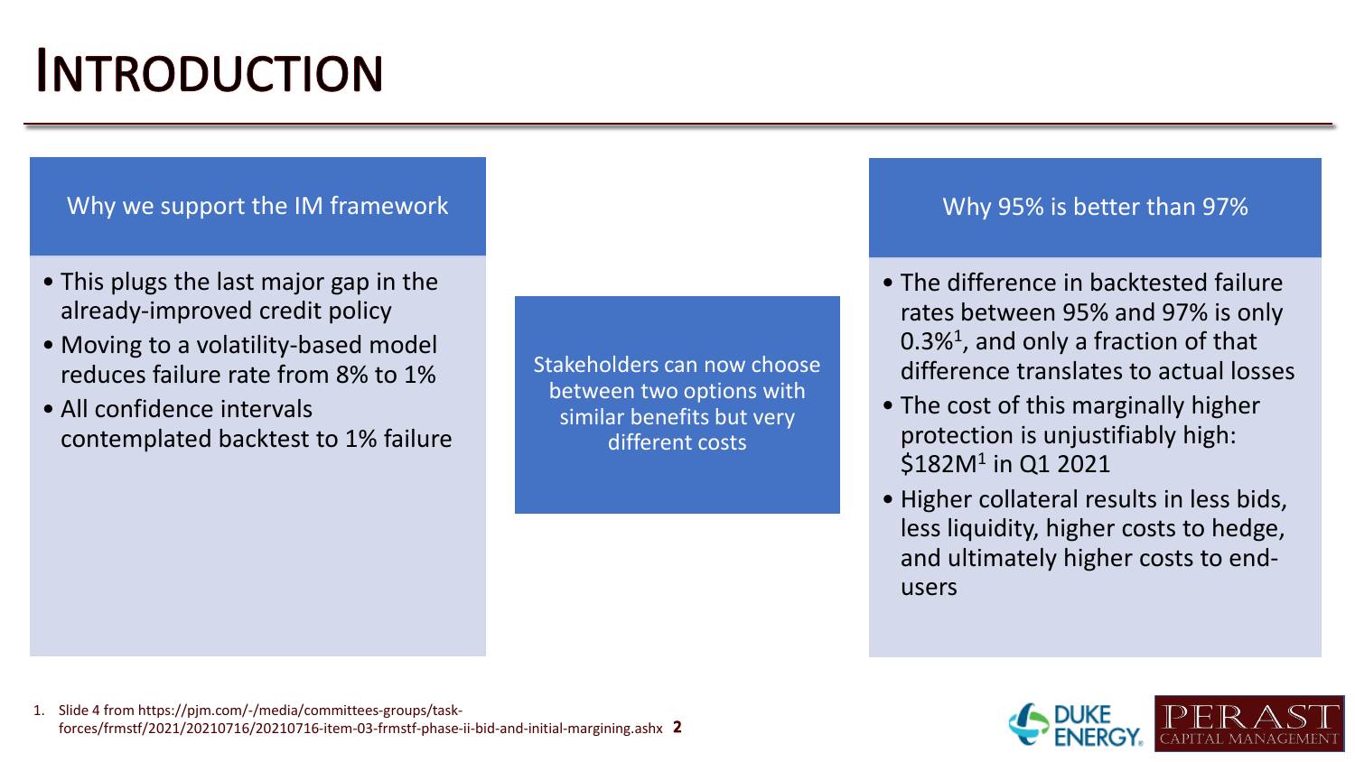# INTRODUCTION

## Why we support the IM framework

- This plugs the last major gap in the already-improved credit policy
- Moving to a volatility-based model reduces failure rate from 8% to 1%
- All confidence intervals contemplated backtest to 1% failure

Stakeholders can now choose between two options with similar benefits but very different costs

## Why 95% is better than 97%

- The difference in backtested failure rates between 95% and 97% is only 0.3%[1], and only a fraction of that difference translates to actual losses
- The cost of this marginally higher protection is unjustifiably high: $182M[1] in Q1 2021
- Higher collateral results in less bids, less liquidity, higher costs to hedge, and ultimately higher costs to end-users

1. Slide 4 from https://pjm.com/-/media/committees-groups/task-forces/frmstf/2021/20210716/20210716-item-03-frmstf-phase-ii-bid-and-initial-margining.ashx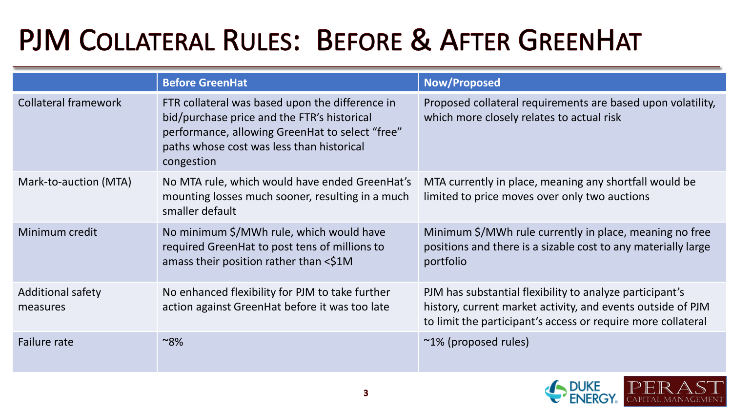# PJM Collateral Rules: Before & After GreenHat

| | Before GreenHat | Now/Proposed |
|---|---|---|
| Collateral framework | FTR collateral was based upon the difference in bid/purchase price and the FTR's historical performance, allowing GreenHat to select "free" paths whose cost was less than historical congestion | Proposed collateral requirements are based upon volatility, which more closely relates to actual risk |
| Mark-to-auction (MTA) | No MTA rule, which would have ended GreenHat's mounting losses much sooner, resulting in a much smaller default | MTA currently in place, meaning any shortfall would be limited to price moves over only two auctions |
| Minimum credit | No minimum $/MWh rule, which would have required GreenHat to post tens of millions to amass their position rather than <$1M | Minimum $/MWh rule currently in place, meaning no free positions and there is a sizable cost to any materially large portfolio |
| Additional safety measures | No enhanced flexibility for PJM to take further action against GreenHat before it was too late | PJM has substantial flexibility to analyze participant's history, current market activity, and events outside of PJM to limit the participant's access or require more collateral |
| Failure rate | ~8% | ~1% (proposed rules) |

DUKE ENERGY. PERAST CAPITAL MANAGEMENT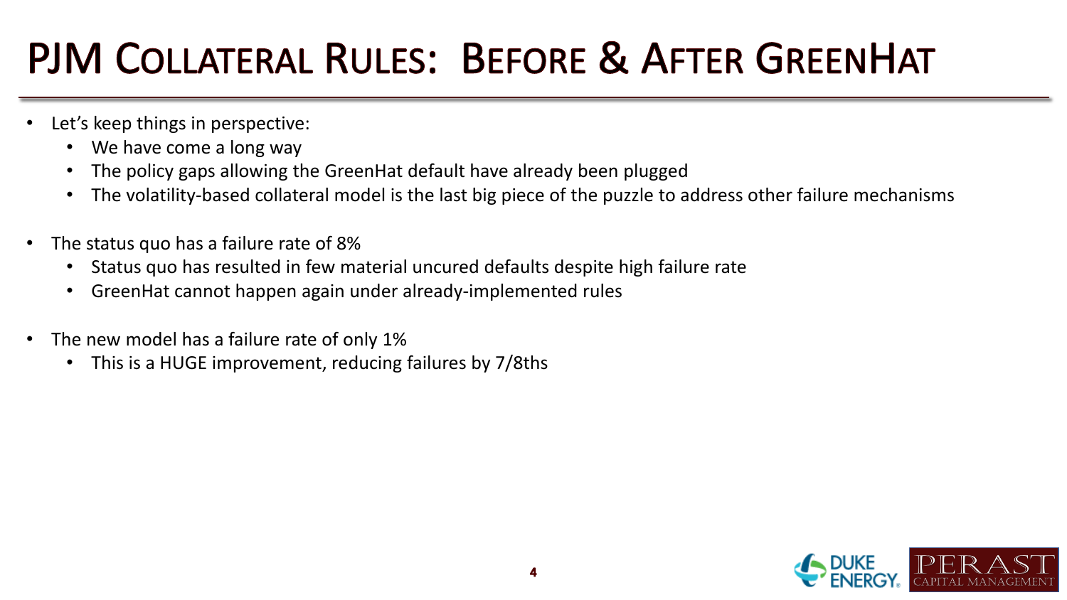# PJM Collateral Rules: Before & After GreenHat

- Let's keep things in perspective:
  - We have come a long way
  - The policy gaps allowing the GreenHat default have already been plugged
  - The volatility-based collateral model is the last big piece of the puzzle to address other failure mechanisms

- The status quo has a failure rate of 8%
  - Status quo has resulted in few material uncured defaults despite high failure rate
  - GreenHat cannot happen again under already-implemented rules

- The new model has a failure rate of only 1%
  - This is a HUGE improvement, reducing failures by 7/8ths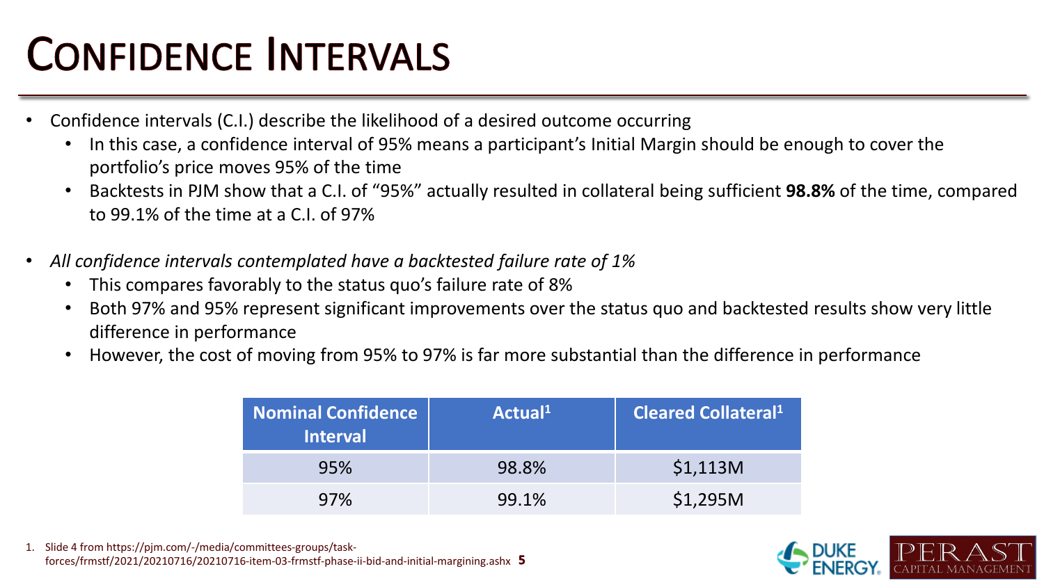# Confidence Intervals

- Confidence intervals (C.I.) describe the likelihood of a desired outcome occurring
  - In this case, a confidence interval of 95% means a participant's Initial Margin should be enough to cover the portfolio's price moves 95% of the time
  - Backtests in PJM show that a C.I. of "95%" actually resulted in collateral being sufficient **98.8%** of the time, compared to 99.1% of the time at a C.I. of 97%

- *All confidence intervals contemplated have a backtested failure rate of 1%*
  - This compares favorably to the status quo's failure rate of 8%
  - Both 97% and 95% represent significant improvements over the status quo and backtested results show very little difference in performance
  - However, the cost of moving from 95% to 97% is far more substantial than the difference in performance

| Nominal Confidence Interval | Actual[1] | Cleared Collateral[1] |
|---|---|---|
| 95% | 98.8% | $1,113M |
| 97% | 99.1% | $1,295M |

1. Slide 4 from https://pjm.com/-/media/committees-groups/task-forces/frmstf/2021/20210716/20210716-item-03-frmstf-phase-ii-bid-and-initial-margining.ashx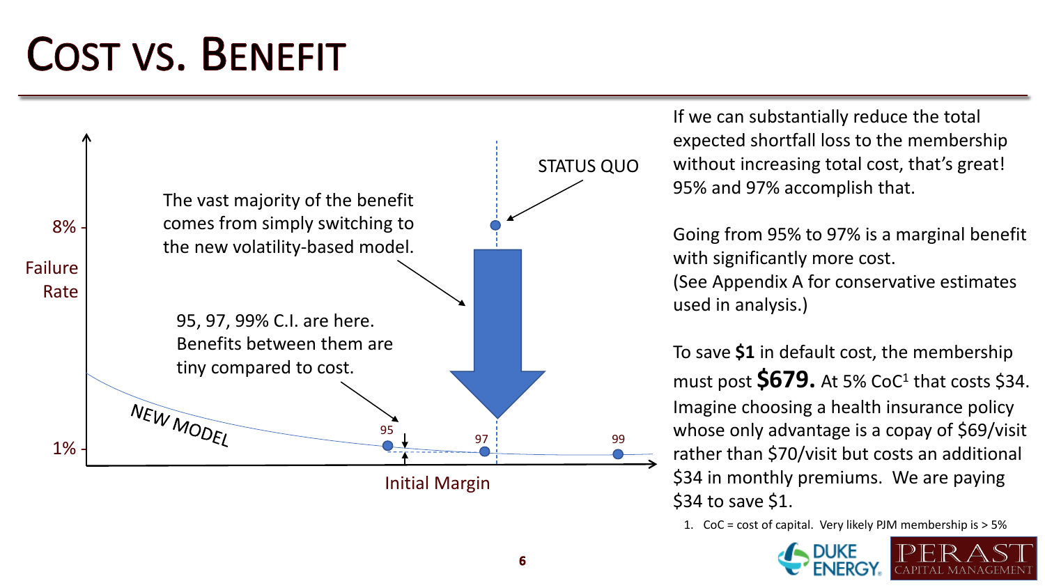# Cost vs. Benefit

8%

Failure Rate

1%

Initial Margin

STATUS QUO

The vast majority of the benefit comes from simply switching to the new volatility-based model.

95, 97, 99% C.I. are here. Benefits between them are tiny compared to cost.

NEW MODEL

95

97

99

If we can substantially reduce the total expected shortfall loss to the membership without increasing total cost, that's great! 95% and 97% accomplish that.

Going from 95% to 97% is a marginal benefit with significantly more cost.
(See Appendix A for conservative estimates used in analysis.)

To save **$1** in default cost, the membership must post **$679.** At 5% CoC[1] that costs $34. Imagine choosing a health insurance policy whose only advantage is a copay of $69/visit rather than $70/visit but costs an additional $34 in monthly premiums. We are paying $34 to save $1.

1. CoC = cost of capital. Very likely PJM membership is > 5%

DUKE ENERGY. PERAST CAPITAL MANAGEMENT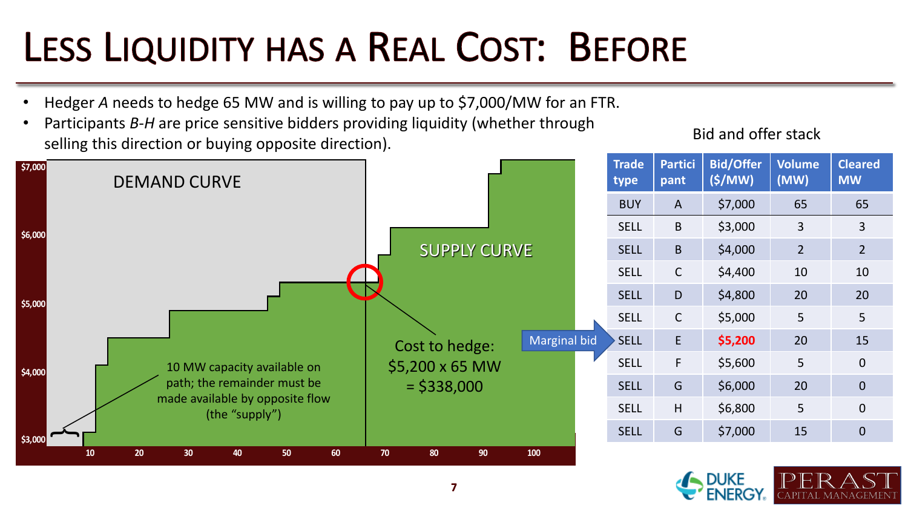# Less Liquidity has a Real Cost: Before

- Hedger *A* needs to hedge 65 MW and is willing to pay up to $7,000/MW for an FTR.
- Participants *B-H* are price sensitive bidders providing liquidity (whether through selling this direction or buying opposite direction).

DEMAND CURVE

SUPPLY CURVE

$7,000

$6,000

$5,000

$4,000

$3,000

10 20 30 40 50 60 70 80 90 100

10 MW capacity available on path; the remainder must be made available by opposite flow (the "supply")

Cost to hedge:
$5,200 x 65 MW
= $338,000

Marginal bid

Bid and offer stack

| Trade type | Participant | Bid/Offer ($/MW) | Volume (MW) | Cleared MW |
|---|---|---|---|---|
| BUY | A | $7,000 | 65 | 65 |
| SELL | B | $3,000 | 3 | 3 |
| SELL | B | $4,000 | 2 | 2 |
| SELL | C | $4,400 | 10 | 10 |
| SELL | D | $4,800 | 20 | 20 |
| SELL | C | $5,000 | 5 | 5 |
| SELL | E | **$5,200** | 20 | 15 |
| SELL | F | $5,600 | 5 | 0 |
| SELL | G | $6,000 | 20 | 0 |
| SELL | H | $6,800 | 5 | 0 |
| SELL | G | $7,000 | 15 | 0 |

DUKE ENERGY. PERAST CAPITAL MANAGEMENT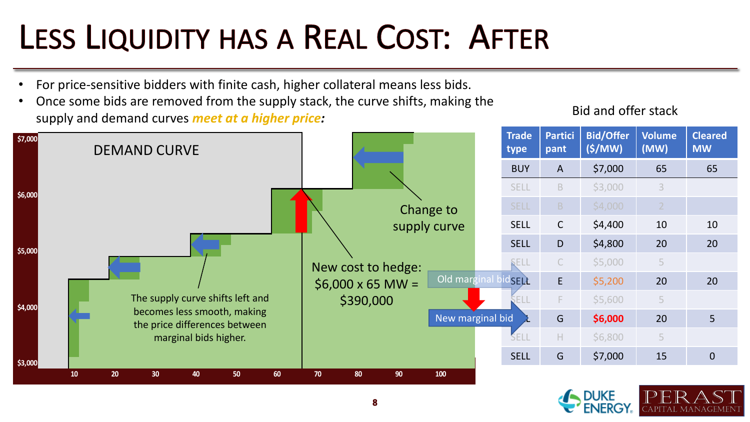# Less Liquidity has a Real Cost: After

- For price-sensitive bidders with finite cash, higher collateral means less bids.
- Once some bids are removed from the supply stack, the curve shifts, making the supply and demand curves ***meet at a higher price:***

$7,000
$6,000
$5,000
$4,000
$3,000
10
20
30
40
50
60
70
80
90
100

DEMAND CURVE

Change to supply curve

New cost to hedge:
$6,000 x 65 MW =
$390,000

The supply curve shifts left and becomes less smooth, making the price differences between marginal bids higher.

Old marginal bid

New marginal bid

Bid and offer stack

| Trade type | Participant | Bid/Offer ($/MW) | Volume (MW) | Cleared MW |
|---|---|---|---|---|
| BUY | A | $7,000 | 65 | 65 |
| SELL | B | $3,000 | 3 | |
| SELL | B | $4,000 | 2 | |
| SELL | C | $4,400 | 10 | 10 |
| SELL | D | $4,800 | 20 | 20 |
| SELL | C | $5,000 | 5 | |
| SELL | E | $5,200 | 20 | 20 |
| SELL | F | $5,600 | 5 | |
| SELL | G | $6,000 | 20 | 5 |
| SELL | H | $6,800 | 5 | |
| SELL | G | $7,000 | 15 | 0 |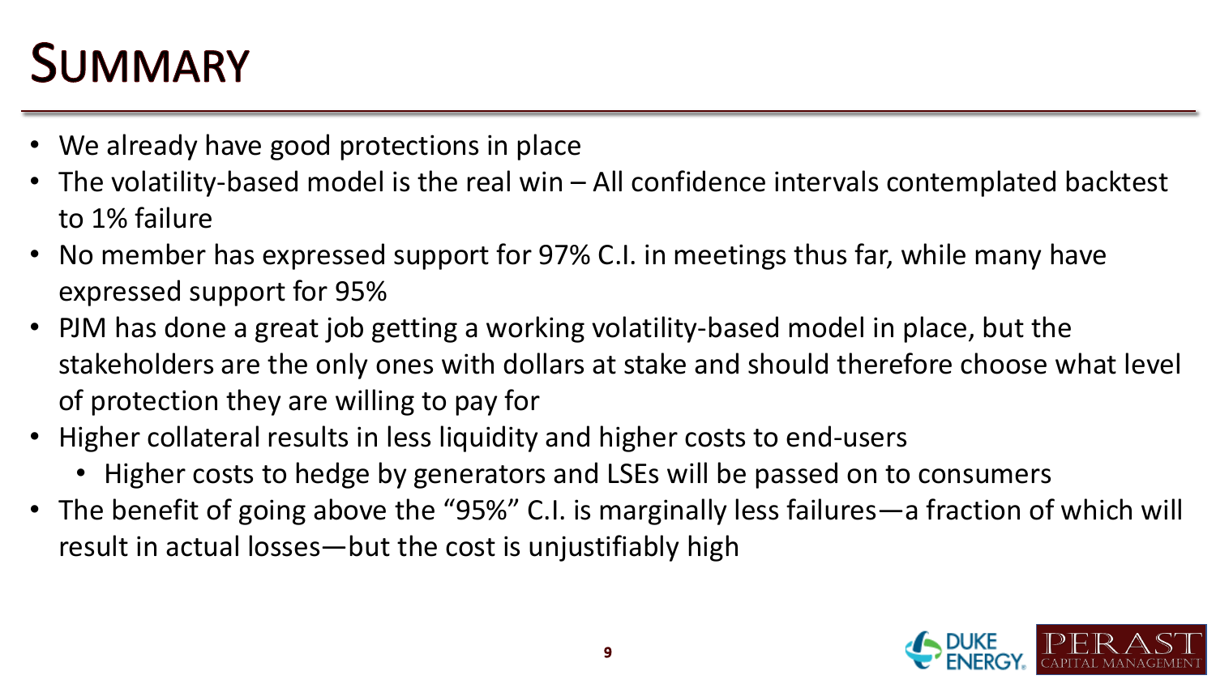# Summary

- We already have good protections in place
- The volatility-based model is the real win – All confidence intervals contemplated backtest to 1% failure
- No member has expressed support for 97% C.I. in meetings thus far, while many have expressed support for 95%
- PJM has done a great job getting a working volatility-based model in place, but the stakeholders are the only ones with dollars at stake and should therefore choose what level of protection they are willing to pay for
- Higher collateral results in less liquidity and higher costs to end-users
  - Higher costs to hedge by generators and LSEs will be passed on to consumers
- The benefit of going above the "95%" C.I. is marginally less failures—a fraction of which will result in actual losses—but the cost is unjustifiably high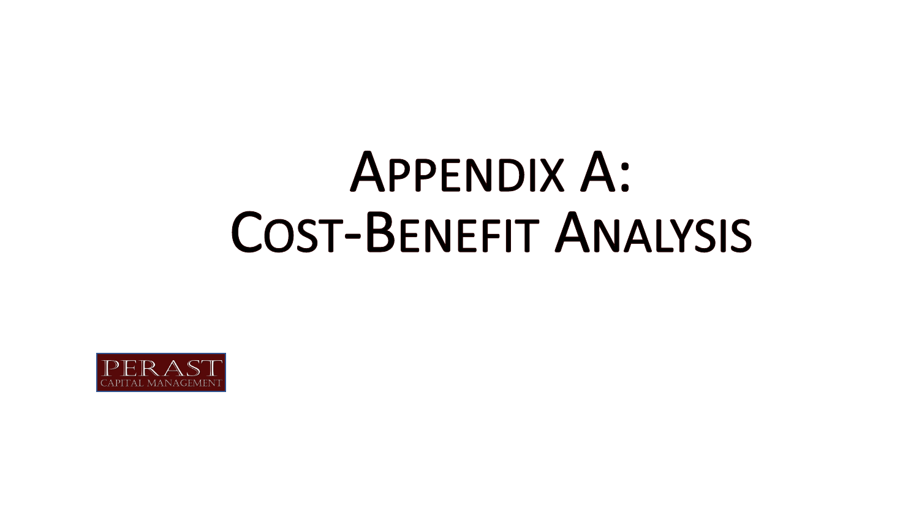# Appendix A: Cost-Benefit Analysis

PERAST
CAPITAL MANAGEMENT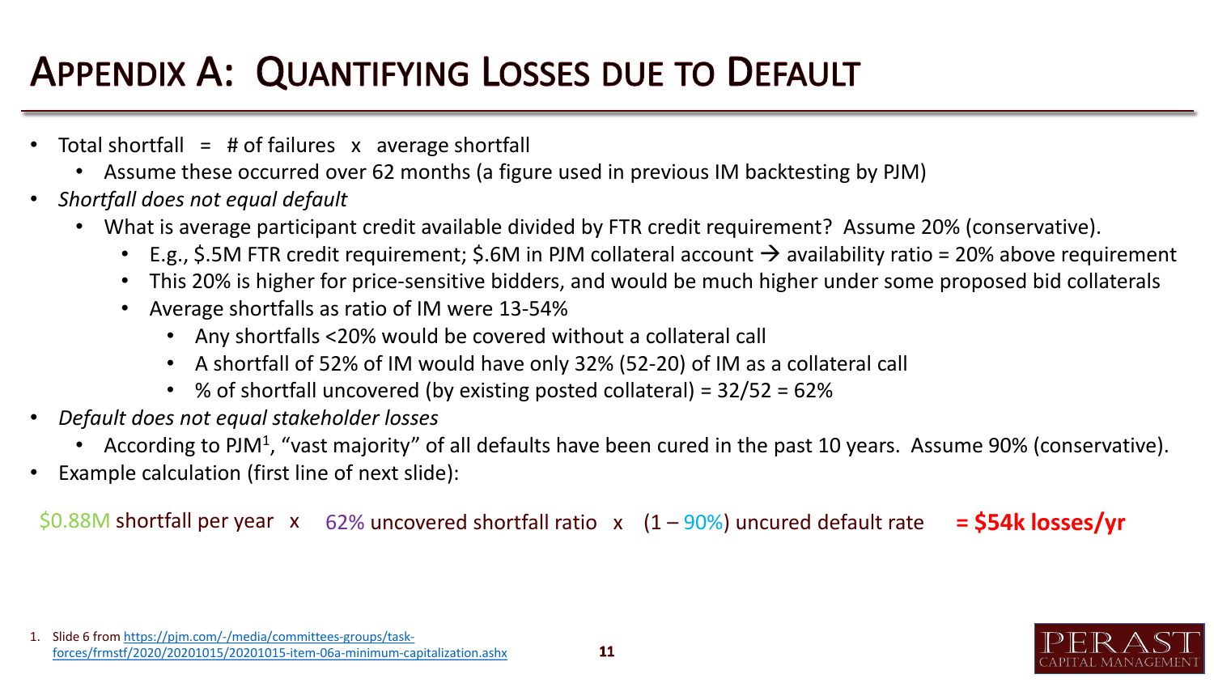# Appendix A: Quantifying Losses due to Default

- Total shortfall = # of failures x average shortfall
  - Assume these occurred over 62 months (a figure used in previous IM backtesting by PJM)
- *Shortfall does not equal default*
  - What is average participant credit available divided by FTR credit requirement? Assume 20% (conservative).
    - E.g., $.5M FTR credit requirement; $.6M in PJM collateral account → availability ratio = 20% above requirement
    - This 20% is higher for price-sensitive bidders, and would be much higher under some proposed bid collaterals
    - Average shortfalls as ratio of IM were 13-54%
      - Any shortfalls <20% would be covered without a collateral call
      - A shortfall of 52% of IM would have only 32% (52-20) of IM as a collateral call
      - % of shortfall uncovered (by existing posted collateral) = 32/52 = 62%
- *Default does not equal stakeholder losses*
  - According to PJM[1], "vast majority" of all defaults have been cured in the past 10 years. Assume 90% (conservative).
- Example calculation (first line of next slide):

$0.88M shortfall per year x 62% uncovered shortfall ratio x (1 – 90%) uncured default rate **= $54k losses/yr**

1. Slide 6 from https://pjm.com/-/media/committees-groups/task-forces/frmstf/2020/20201015/20201015-item-06a-minimum-capitalization.ashx

PERAST CAPITAL MANAGEMENT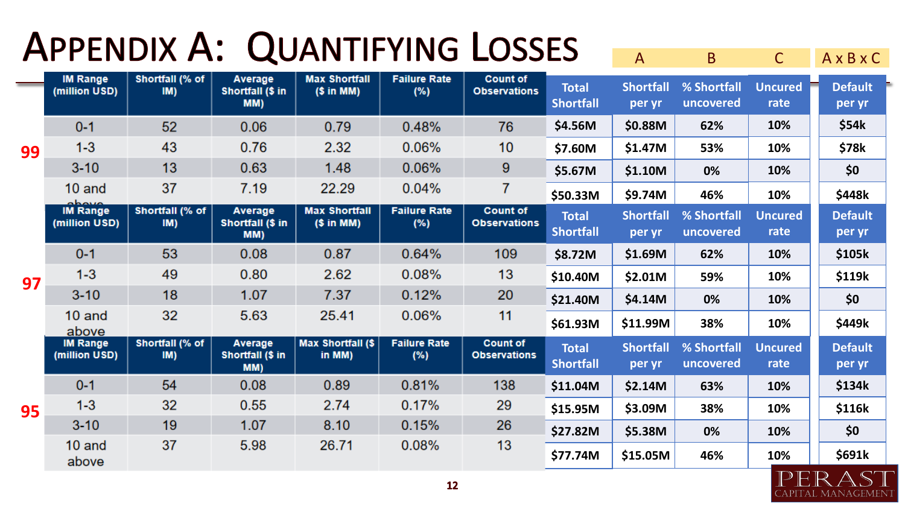# Appendix A: Quantifying Losses

| | IM Range (million USD) | Shortfall (% of IM) | Average Shortfall ($ in MM) | Max Shortfall ($ in MM) | Failure Rate (%) | Count of Observations | Total Shortfall | A<br>Shortfall per yr | B<br>% Shortfall uncovered | C<br>Uncured rate | A x B x C<br>Default per yr |
|---|---|---|---|---|---|---|---|---|---|---|---|
| 99 | 0-1 | 52 | 0.06 | 0.79 | 0.48% | 76 | $4.56M | $0.88M | 62% | 10% | $54k |
| | 1-3 | 43 | 0.76 | 2.32 | 0.06% | 10 | $7.60M | $1.47M | 53% | 10% | $78k |
| | 3-10 | 13 | 0.63 | 1.48 | 0.06% | 9 | $5.67M | $1.10M | 0% | 10% | $0 |
| | 10 and above | 37 | 7.19 | 22.29 | 0.04% | 7 | $50.33M | $9.74M | 46% | 10% | $448k |
| 97 | 0-1 | 53 | 0.08 | 0.87 | 0.64% | 109 | $8.72M | $1.69M | 62% | 10% | $105k |
| | 1-3 | 49 | 0.80 | 2.62 | 0.08% | 13 | $10.40M | $2.01M | 59% | 10% | $119k |
| | 3-10 | 18 | 1.07 | 7.37 | 0.12% | 20 | $21.40M | $4.14M | 0% | 10% | $0 |
| | 10 and above | 32 | 5.63 | 25.41 | 0.06% | 11 | $61.93M | $11.99M | 38% | 10% | $449k |
| 95 | 0-1 | 54 | 0.08 | 0.89 | 0.81% | 138 | $11.04M | $2.14M | 63% | 10% | $134k |
| | 1-3 | 32 | 0.55 | 2.74 | 0.17% | 29 | $15.95M | $3.09M | 38% | 10% | $116k |
| | 3-10 | 19 | 1.07 | 8.10 | 0.15% | 26 | $27.82M | $5.38M | 0% | 10% | $0 |
| | 10 and above | 37 | 5.98 | 26.71 | 0.08% | 13 | $77.74M | $15.05M | 46% | 10% | $691k |

PERAST CAPITAL MANAGEMENT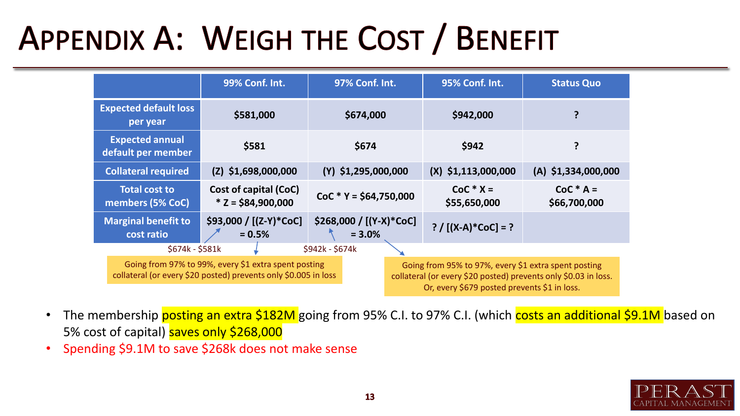# Appendix A: Weigh the Cost / Benefit

| | 99% Conf. Int. | 97% Conf. Int. | 95% Conf. Int. | Status Quo |
|---|---|---|---|---|
| Expected default loss per year | $581,000 | $674,000 | $942,000 | ? |
| Expected annual default per member | $581 | $674 | $942 | ? |
| Collateral required | (Z) $1,698,000,000 | (Y) $1,295,000,000 | (X) $1,113,000,000 | (A) $1,334,000,000 |
| Total cost to members (5% CoC) | Cost of capital (CoC) * Z = $84,900,000 | CoC * Y = $64,750,000 | CoC * X = $55,650,000 | CoC * A = $66,700,000 |
| Marginal benefit to cost ratio | $93,000 / [(Z-Y)*CoC] = 0.5% | $268,000 / [(Y-X)*CoC] = 3.0% | ? / [(X-A)*CoC] = ? | |

$674k - $581k

$942k - $674k

Going from 97% to 99%, every $1 extra spent posting collateral (or every $20 posted) prevents only $0.005 in loss

Going from 95% to 97%, every $1 extra spent posting collateral (or every $20 posted) prevents only $0.03 in loss. Or, every $679 posted prevents $1 in loss.

- The membership posting an extra $182M going from 95% C.I. to 97% C.I. (which costs an additional $9.1M based on 5% cost of capital) saves only $268,000
- Spending $9.1M to save $268k does not make sense